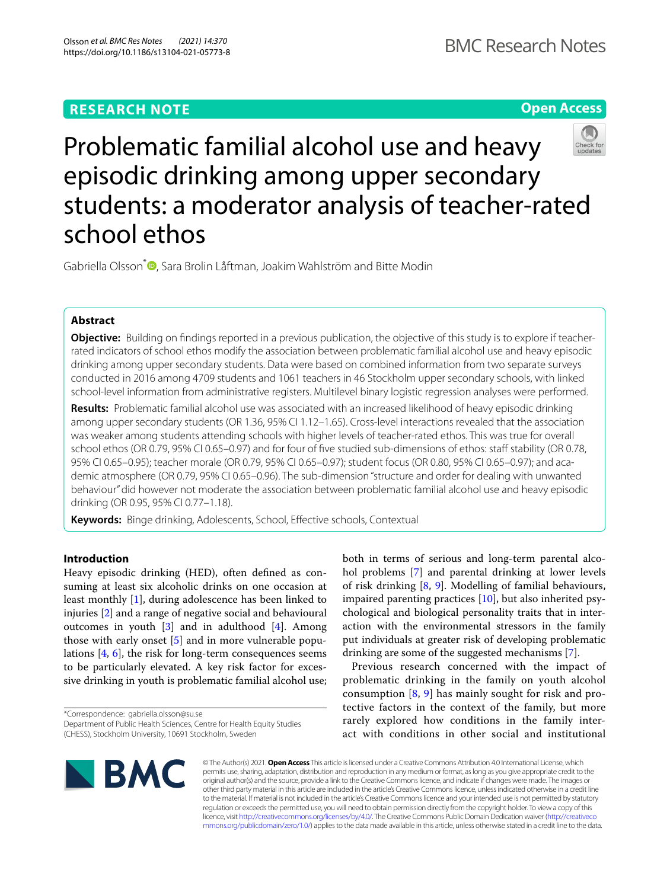RESEARCH NOTE

Open Access

# Problematic familial alcohol use and heavy episodic drinking among upper secondary students: a moderator analysis of teacher-rated school ethos

Gabriella Olsson*, Sara Brolin Låftman, Joakim Wahlström and Bitte Modin

## Abstract

**Objective:** Building on findings reported in a previous publication, the objective of this study is to explore if teacher-rated indicators of school ethos modify the association between problematic familial alcohol use and heavy episodic drinking among upper secondary students. Data were based on combined information from two separate surveys conducted in 2016 among 4709 students and 1061 teachers in 46 Stockholm upper secondary schools, with linked school-level information from administrative registers. Multilevel binary logistic regression analyses were performed.

**Results:** Problematic familial alcohol use was associated with an increased likelihood of heavy episodic drinking among upper secondary students (OR 1.36, 95% CI 1.12–1.65). Cross-level interactions revealed that the association was weaker among students attending schools with higher levels of teacher-rated ethos. This was true for overall school ethos (OR 0.79, 95% CI 0.65–0.97) and for four of five studied sub-dimensions of ethos: staff stability (OR 0.78, 95% CI 0.65–0.95); teacher morale (OR 0.79, 95% CI 0.65–0.97); student focus (OR 0.80, 95% CI 0.65–0.97); and academic atmosphere (OR 0.79, 95% CI 0.65–0.96). The sub-dimension "structure and order for dealing with unwanted behaviour" did however not moderate the association between problematic familial alcohol use and heavy episodic drinking (OR 0.95, 95% CI 0.77–1.18).

**Keywords:** Binge drinking, Adolescents, School, Effective schools, Contextual

## Introduction

Heavy episodic drinking (HED), often defined as consuming at least six alcoholic drinks on one occasion at least monthly [1], during adolescence has been linked to injuries [2] and a range of negative social and behavioural outcomes in youth [3] and in adulthood [4]. Among those with early onset [5] and in more vulnerable populations [4, 6], the risk for long-term consequences seems to be particularly elevated. A key risk factor for excessive drinking in youth is problematic familial alcohol use; both in terms of serious and long-term parental alcohol problems [7] and parental drinking at lower levels of risk drinking [8, 9]. Modelling of familial behaviours, impaired parenting practices [10], but also inherited psychological and biological personality traits that in interaction with the environmental stressors in the family put individuals at greater risk of developing problematic drinking are some of the suggested mechanisms [7].

Previous research concerned with the impact of problematic drinking in the family on youth alcohol consumption [8, 9] has mainly sought for risk and protective factors in the context of the family, but more rarely explored how conditions in the family interact with conditions in other social and institutional

*Correspondence: gabriella.olsson@su.se
Department of Public Health Sciences, Centre for Health Equity Studies (CHESS), Stockholm University, 10691 Stockholm, Sweden

© The Author(s) 2021. **Open Access** This article is licensed under a Creative Commons Attribution 4.0 International License, which permits use, sharing, adaptation, distribution and reproduction in any medium or format, as long as you give appropriate credit to the original author(s) and the source, provide a link to the Creative Commons licence, and indicate if changes were made. The images or other third party material in this article are included in the article's Creative Commons licence, unless indicated otherwise in a credit line to the material. If material is not included in the article's Creative Commons licence and your intended use is not permitted by statutory regulation or exceeds the permitted use, you will need to obtain permission directly from the copyright holder. To view a copy of this licence, visit http://creativecommons.org/licenses/by/4.0/. The Creative Commons Public Domain Dedication waiver (http://creativecommons.org/publicdomain/zero/1.0/) applies to the data made available in this article, unless otherwise stated in a credit line to the data.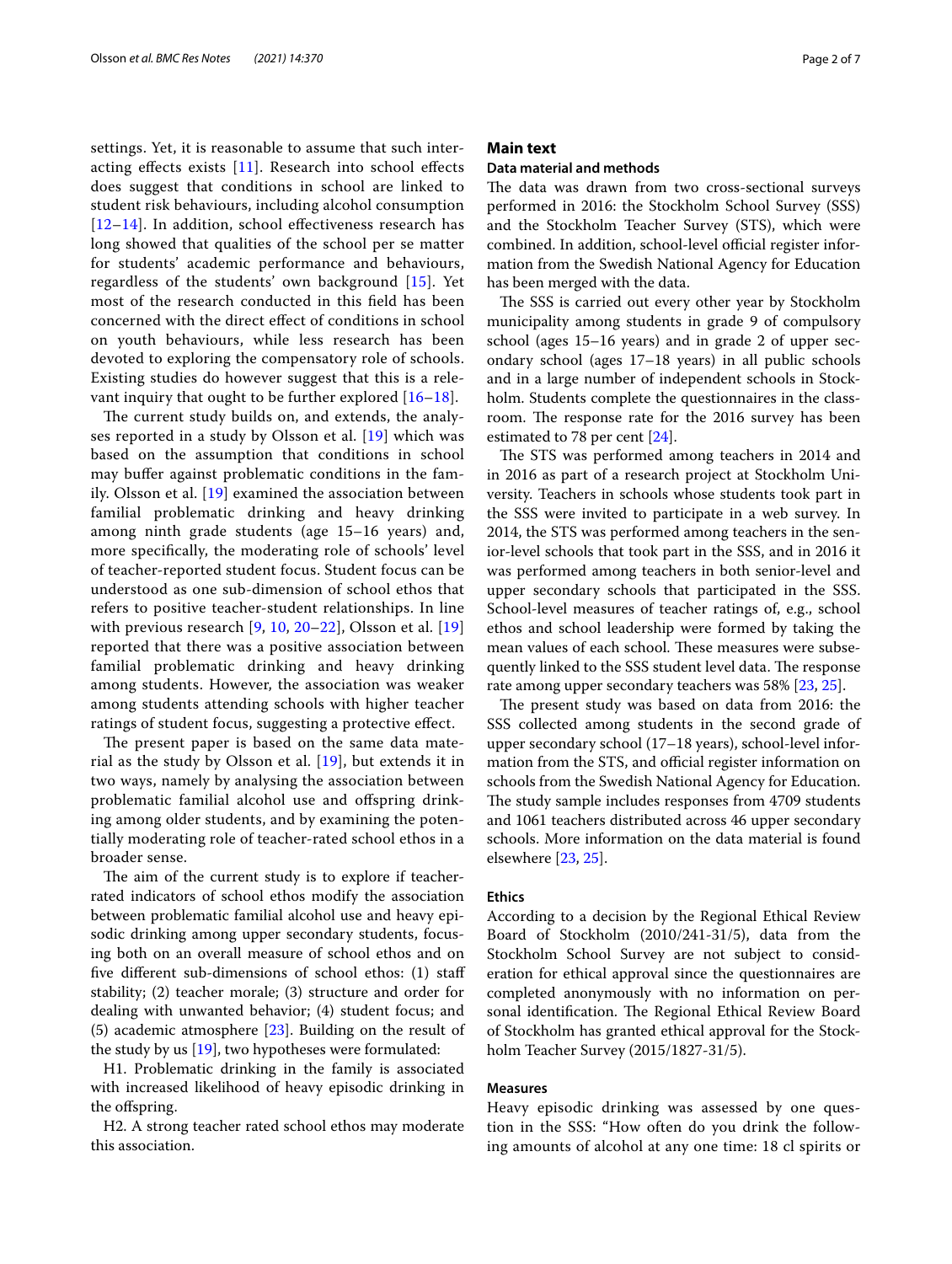settings. Yet, it is reasonable to assume that such interacting effects exists [11]. Research into school effects does suggest that conditions in school are linked to student risk behaviours, including alcohol consumption [12–14]. In addition, school effectiveness research has long showed that qualities of the school per se matter for students' academic performance and behaviours, regardless of the students' own background [15]. Yet most of the research conducted in this field has been concerned with the direct effect of conditions in school on youth behaviours, while less research has been devoted to exploring the compensatory role of schools. Existing studies do however suggest that this is a relevant inquiry that ought to be further explored [16–18].

The current study builds on, and extends, the analyses reported in a study by Olsson et al. [19] which was based on the assumption that conditions in school may buffer against problematic conditions in the family. Olsson et al. [19] examined the association between familial problematic drinking and heavy drinking among ninth grade students (age 15–16 years) and, more specifically, the moderating role of schools' level of teacher-reported student focus. Student focus can be understood as one sub-dimension of school ethos that refers to positive teacher-student relationships. In line with previous research [9, 10, 20–22], Olsson et al. [19] reported that there was a positive association between familial problematic drinking and heavy drinking among students. However, the association was weaker among students attending schools with higher teacher ratings of student focus, suggesting a protective effect.

The present paper is based on the same data material as the study by Olsson et al. [19], but extends it in two ways, namely by analysing the association between problematic familial alcohol use and offspring drinking among older students, and by examining the potentially moderating role of teacher-rated school ethos in a broader sense.

The aim of the current study is to explore if teacher-rated indicators of school ethos modify the association between problematic familial alcohol use and heavy episodic drinking among upper secondary students, focusing both on an overall measure of school ethos and on five different sub-dimensions of school ethos: (1) staff stability; (2) teacher morale; (3) structure and order for dealing with unwanted behavior; (4) student focus; and (5) academic atmosphere [23]. Building on the result of the study by us [19], two hypotheses were formulated:

H1. Problematic drinking in the family is associated with increased likelihood of heavy episodic drinking in the offspring.

H2. A strong teacher rated school ethos may moderate this association.

## Main text

### Data material and methods

The data was drawn from two cross-sectional surveys performed in 2016: the Stockholm School Survey (SSS) and the Stockholm Teacher Survey (STS), which were combined. In addition, school-level official register information from the Swedish National Agency for Education has been merged with the data.

The SSS is carried out every other year by Stockholm municipality among students in grade 9 of compulsory school (ages 15–16 years) and in grade 2 of upper secondary school (ages 17–18 years) in all public schools and in a large number of independent schools in Stockholm. Students complete the questionnaires in the classroom. The response rate for the 2016 survey has been estimated to 78 per cent [24].

The STS was performed among teachers in 2014 and in 2016 as part of a research project at Stockholm University. Teachers in schools whose students took part in the SSS were invited to participate in a web survey. In 2014, the STS was performed among teachers in the senior-level schools that took part in the SSS, and in 2016 it was performed among teachers in both senior-level and upper secondary schools that participated in the SSS. School-level measures of teacher ratings of, e.g., school ethos and school leadership were formed by taking the mean values of each school. These measures were subsequently linked to the SSS student level data. The response rate among upper secondary teachers was 58% [23, 25].

The present study was based on data from 2016: the SSS collected among students in the second grade of upper secondary school (17–18 years), school-level information from the STS, and official register information on schools from the Swedish National Agency for Education. The study sample includes responses from 4709 students and 1061 teachers distributed across 46 upper secondary schools. More information on the data material is found elsewhere [23, 25].

### Ethics

According to a decision by the Regional Ethical Review Board of Stockholm (2010/241-31/5), data from the Stockholm School Survey are not subject to consideration for ethical approval since the questionnaires are completed anonymously with no information on personal identification. The Regional Ethical Review Board of Stockholm has granted ethical approval for the Stockholm Teacher Survey (2015/1827-31/5).

### Measures

Heavy episodic drinking was assessed by one question in the SSS: "How often do you drink the following amounts of alcohol at any one time: 18 cl spirits or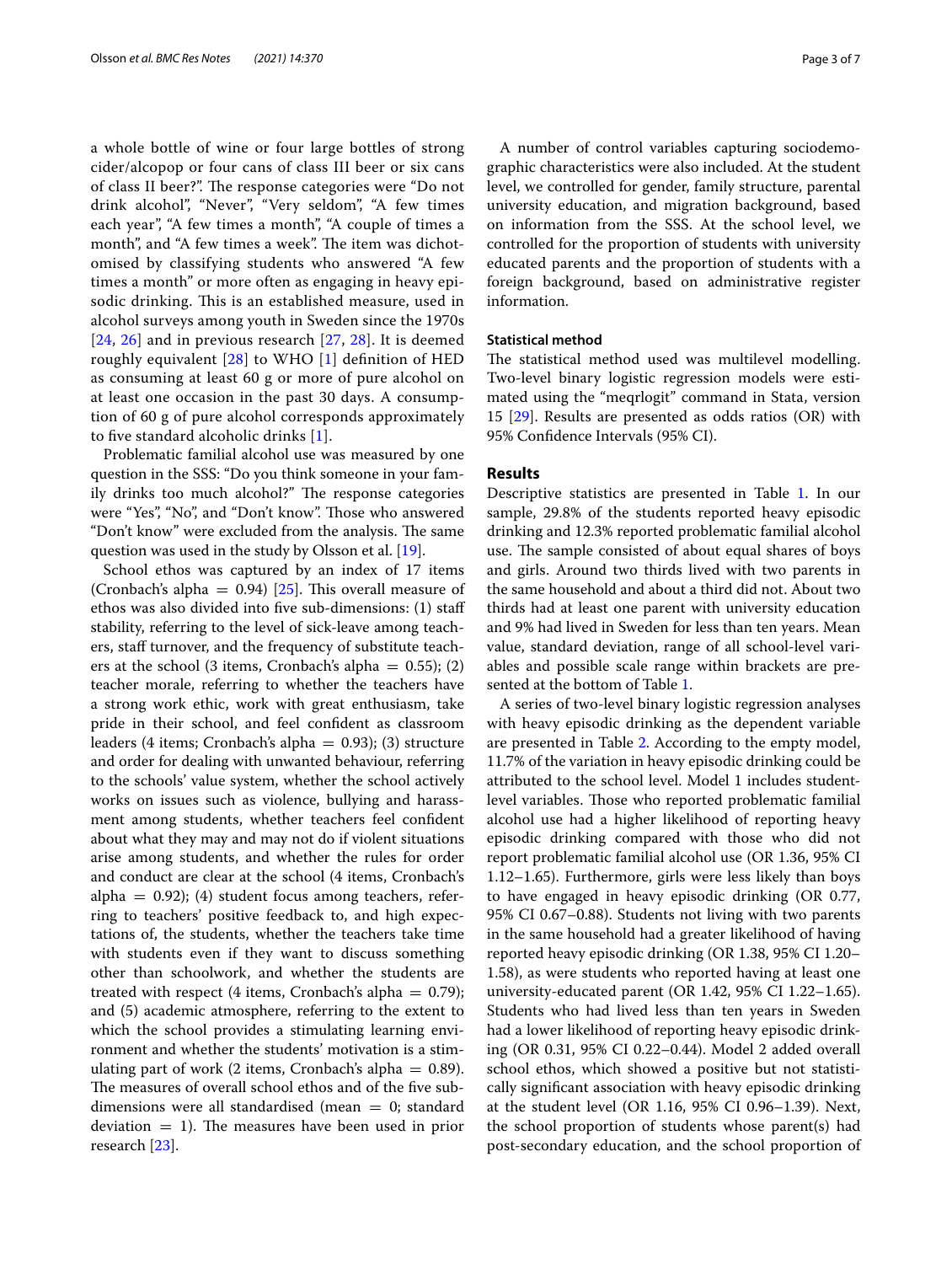a whole bottle of wine or four large bottles of strong cider/alcopop or four cans of class III beer or six cans of class II beer?". The response categories were "Do not drink alcohol", "Never", "Very seldom", "A few times each year", "A few times a month", "A couple of times a month", and "A few times a week". The item was dichotomised by classifying students who answered "A few times a month" or more often as engaging in heavy episodic drinking. This is an established measure, used in alcohol surveys among youth in Sweden since the 1970s [24, 26] and in previous research [27, 28]. It is deemed roughly equivalent [28] to WHO [1] definition of HED as consuming at least 60 g or more of pure alcohol on at least one occasion in the past 30 days. A consumption of 60 g of pure alcohol corresponds approximately to five standard alcoholic drinks [1].

Problematic familial alcohol use was measured by one question in the SSS: "Do you think someone in your family drinks too much alcohol?" The response categories were "Yes", "No", and "Don't know". Those who answered "Don't know" were excluded from the analysis. The same question was used in the study by Olsson et al. [19].

School ethos was captured by an index of 17 items (Cronbach's alpha = 0.94) [25]. This overall measure of ethos was also divided into five sub-dimensions: (1) staff stability, referring to the level of sick-leave among teachers, staff turnover, and the frequency of substitute teachers at the school (3 items, Cronbach's alpha = 0.55); (2) teacher morale, referring to whether the teachers have a strong work ethic, work with great enthusiasm, take pride in their school, and feel confident as classroom leaders (4 items; Cronbach's alpha = 0.93); (3) structure and order for dealing with unwanted behaviour, referring to the schools' value system, whether the school actively works on issues such as violence, bullying and harassment among students, whether teachers feel confident about what they may and may not do if violent situations arise among students, and whether the rules for order and conduct are clear at the school (4 items, Cronbach's alpha = 0.92); (4) student focus among teachers, referring to teachers' positive feedback to, and high expectations of, the students, whether the teachers take time with students even if they want to discuss something other than schoolwork, and whether the students are treated with respect (4 items, Cronbach's alpha = 0.79); and (5) academic atmosphere, referring to the extent to which the school provides a stimulating learning environment and whether the students' motivation is a stimulating part of work (2 items, Cronbach's alpha = 0.89). The measures of overall school ethos and of the five sub-dimensions were all standardised (mean = 0; standard deviation = 1). The measures have been used in prior research [23].

A number of control variables capturing sociodemographic characteristics were also included. At the student level, we controlled for gender, family structure, parental university education, and migration background, based on information from the SSS. At the school level, we controlled for the proportion of students with university educated parents and the proportion of students with a foreign background, based on administrative register information.

### Statistical method

The statistical method used was multilevel modelling. Two-level binary logistic regression models were estimated using the "meqrlogit" command in Stata, version 15 [29]. Results are presented as odds ratios (OR) with 95% Confidence Intervals (95% CI).

## Results

Descriptive statistics are presented in Table 1. In our sample, 29.8% of the students reported heavy episodic drinking and 12.3% reported problematic familial alcohol use. The sample consisted of about equal shares of boys and girls. Around two thirds lived with two parents in the same household and about a third did not. About two thirds had at least one parent with university education and 9% had lived in Sweden for less than ten years. Mean value, standard deviation, range of all school-level variables and possible scale range within brackets are presented at the bottom of Table 1.

A series of two-level binary logistic regression analyses with heavy episodic drinking as the dependent variable are presented in Table 2. According to the empty model, 11.7% of the variation in heavy episodic drinking could be attributed to the school level. Model 1 includes student-level variables. Those who reported problematic familial alcohol use had a higher likelihood of reporting heavy episodic drinking compared with those who did not report problematic familial alcohol use (OR 1.36, 95% CI 1.12–1.65). Furthermore, girls were less likely than boys to have engaged in heavy episodic drinking (OR 0.77, 95% CI 0.67–0.88). Students not living with two parents in the same household had a greater likelihood of having reported heavy episodic drinking (OR 1.38, 95% CI 1.20–1.58), as were students who reported having at least one university-educated parent (OR 1.42, 95% CI 1.22–1.65). Students who had lived less than ten years in Sweden had a lower likelihood of reporting heavy episodic drinking (OR 0.31, 95% CI 0.22–0.44). Model 2 added overall school ethos, which showed a positive but not statistically significant association with heavy episodic drinking at the student level (OR 1.16, 95% CI 0.96–1.39). Next, the school proportion of students whose parent(s) had post-secondary education, and the school proportion of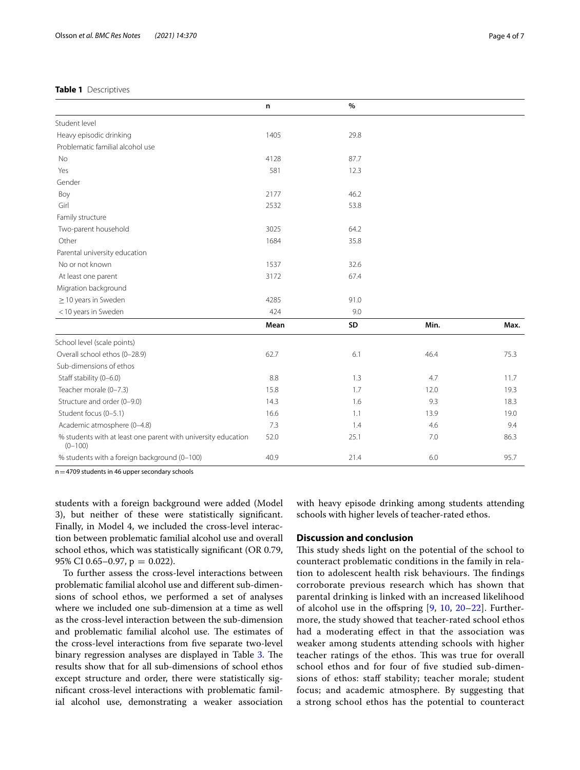**Table 1** Descriptives

| | n | % | | |
|---|---|---|---|---|
| Student level | | | | |
| Heavy episodic drinking | 1405 | 29.8 | | |
| Problematic familial alcohol use | | | | |
| No | 4128 | 87.7 | | |
| Yes | 581 | 12.3 | | |
| Gender | | | | |
| Boy | 2177 | 46.2 | | |
| Girl | 2532 | 53.8 | | |
| Family structure | | | | |
| Two-parent household | 3025 | 64.2 | | |
| Other | 1684 | 35.8 | | |
| Parental university education | | | | |
| No or not known | 1537 | 32.6 | | |
| At least one parent | 3172 | 67.4 | | |
| Migration background | | | | |
| ≥ 10 years in Sweden | 4285 | 91.0 | | |
| < 10 years in Sweden | 424 | 9.0 | | |
| | **Mean** | **SD** | **Min.** | **Max.** |
| School level (scale points) | | | | |
| Overall school ethos (0–28.9) | 62.7 | 6.1 | 46.4 | 75.3 |
| Sub-dimensions of ethos | | | | |
| Staff stability (0–6.0) | 8.8 | 1.3 | 4.7 | 11.7 |
| Teacher morale (0–7.3) | 15.8 | 1.7 | 12.0 | 19.3 |
| Structure and order (0–9.0) | 14.3 | 1.6 | 9.3 | 18.3 |
| Student focus (0–5.1) | 16.6 | 1.1 | 13.9 | 19.0 |
| Academic atmosphere (0–4.8) | 7.3 | 1.4 | 4.6 | 9.4 |
| % students with at least one parent with university education (0–100) | 52.0 | 25.1 | 7.0 | 86.3 |
| % students with a foreign background (0–100) | 40.9 | 21.4 | 6.0 | 95.7 |

n = 4709 students in 46 upper secondary schools

students with a foreign background were added (Model 3), but neither of these were statistically significant. Finally, in Model 4, we included the cross-level interaction between problematic familial alcohol use and overall school ethos, which was statistically significant (OR 0.79, 95% CI 0.65–0.97, $p = 0.022$).

To further assess the cross-level interactions between problematic familial alcohol use and different sub-dimensions of school ethos, we performed a set of analyses where we included one sub-dimension at a time as well as the cross-level interaction between the sub-dimension and problematic familial alcohol use. The estimates of the cross-level interactions from five separate two-level binary regression analyses are displayed in Table 3. The results show that for all sub-dimensions of school ethos except structure and order, there were statistically significant cross-level interactions with problematic familial alcohol use, demonstrating a weaker association with heavy episode drinking among students attending schools with higher levels of teacher-rated ethos.

## Discussion and conclusion

This study sheds light on the potential of the school to counteract problematic conditions in the family in relation to adolescent health risk behaviours. The findings corroborate previous research which has shown that parental drinking is linked with an increased likelihood of alcohol use in the offspring [9, 10, 20–22]. Furthermore, the study showed that teacher-rated school ethos had a moderating effect in that the association was weaker among students attending schools with higher teacher ratings of the ethos. This was true for overall school ethos and for four of five studied sub-dimensions of ethos: staff stability; teacher morale; student focus; and academic atmosphere. By suggesting that a strong school ethos has the potential to counteract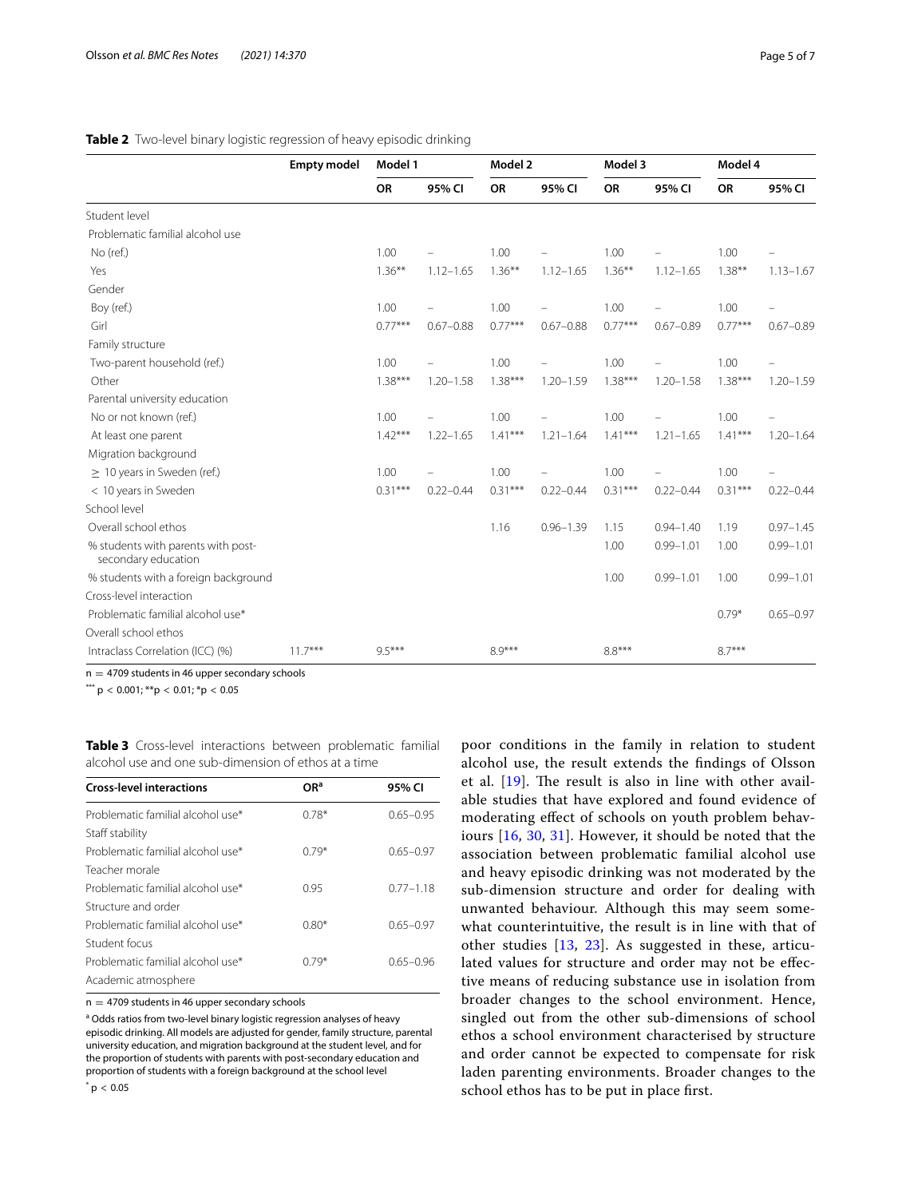**Table 2** Two-level binary logistic regression of heavy episodic drinking

| | Empty model | Model 1 | | Model 2 | | Model 3 | | Model 4 | |
|---|---|---|---|---|---|---|---|---|---|
| | | OR | 95% CI | OR | 95% CI | OR | 95% CI | OR | 95% CI |
| Student level | | | | | | | | | |
| Problematic familial alcohol use | | | | | | | | | |
| No (ref.) | | 1.00 | – | 1.00 | – | 1.00 | – | 1.00 | – |
| Yes | | 1.36** | 1.12–1.65 | 1.36** | 1.12–1.65 | 1.36** | 1.12–1.65 | 1.38** | 1.13–1.67 |
| Gender | | | | | | | | | |
| Boy (ref.) | | 1.00 | – | 1.00 | – | 1.00 | – | 1.00 | – |
| Girl | | 0.77*** | 0.67–0.88 | 0.77*** | 0.67–0.88 | 0.77*** | 0.67–0.89 | 0.77*** | 0.67–0.89 |
| Family structure | | | | | | | | | |
| Two-parent household (ref.) | | 1.00 | – | 1.00 | – | 1.00 | – | 1.00 | – |
| Other | | 1.38*** | 1.20–1.58 | 1.38*** | 1.20–1.59 | 1.38*** | 1.20–1.58 | 1.38*** | 1.20–1.59 |
| Parental university education | | | | | | | | | |
| No or not known (ref.) | | 1.00 | – | 1.00 | – | 1.00 | – | 1.00 | – |
| At least one parent | | 1.42*** | 1.22–1.65 | 1.41*** | 1.21–1.64 | 1.41*** | 1.21–1.65 | 1.41*** | 1.20–1.64 |
| Migration background | | | | | | | | | |
| ≥ 10 years in Sweden (ref.) | | 1.00 | – | 1.00 | – | 1.00 | – | 1.00 | – |
| < 10 years in Sweden | | 0.31*** | 0.22–0.44 | 0.31*** | 0.22–0.44 | 0.31*** | 0.22–0.44 | 0.31*** | 0.22–0.44 |
| School level | | | | | | | | | |
| Overall school ethos | | | | 1.16 | 0.96–1.39 | 1.15 | 0.94–1.40 | 1.19 | 0.97–1.45 |
| % students with parents with post-secondary education | | | | | | 1.00 | 0.99–1.01 | 1.00 | 0.99–1.01 |
| % students with a foreign background | | | | | | 1.00 | 0.99–1.01 | 1.00 | 0.99–1.01 |
| Cross-level interaction | | | | | | | | | |
| Problematic familial alcohol use* Overall school ethos | | | | | | | | 0.79* | 0.65–0.97 |
| Intraclass Correlation (ICC) (%) | 11.7*** | 9.5*** | | 8.9*** | | 8.8*** | | 8.7*** | |

n = 4709 students in 46 upper secondary schools

*** p < 0.001; **p < 0.01; *p < 0.05

**Table 3** Cross-level interactions between problematic familial alcohol use and one sub-dimension of ethos at a time

| Cross-level interactions | OR[a] | 95% CI |
|---|---|---|
| Problematic familial alcohol use* Staff stability | 0.78* | 0.65–0.95 |
| Problematic familial alcohol use* Teacher morale | 0.79* | 0.65–0.97 |
| Problematic familial alcohol use* Structure and order | 0.95 | 0.77–1.18 |
| Problematic familial alcohol use* Student focus | 0.80* | 0.65–0.97 |
| Problematic familial alcohol use* Academic atmosphere | 0.79* | 0.65–0.96 |

n = 4709 students in 46 upper secondary schools

[a] Odds ratios from two-level binary logistic regression analyses of heavy episodic drinking. All models are adjusted for gender, family structure, parental university education, and migration background at the student level, and for the proportion of students with parents with post-secondary education and proportion of students with a foreign background at the school level

* p < 0.05

poor conditions in the family in relation to student alcohol use, the result extends the findings of Olsson et al. [19]. The result is also in line with other available studies that have explored and found evidence of moderating effect of schools on youth problem behaviours [16, 30, 31]. However, it should be noted that the association between problematic familial alcohol use and heavy episodic drinking was not moderated by the sub-dimension structure and order for dealing with unwanted behaviour. Although this may seem somewhat counterintuitive, the result is in line with that of other studies [13, 23]. As suggested in these, articulated values for structure and order may not be effective means of reducing substance use in isolation from broader changes to the school environment. Hence, singled out from the other sub-dimensions of school ethos a school environment characterised by structure and order cannot be expected to compensate for risk laden parenting environments. Broader changes to the school ethos has to be put in place first.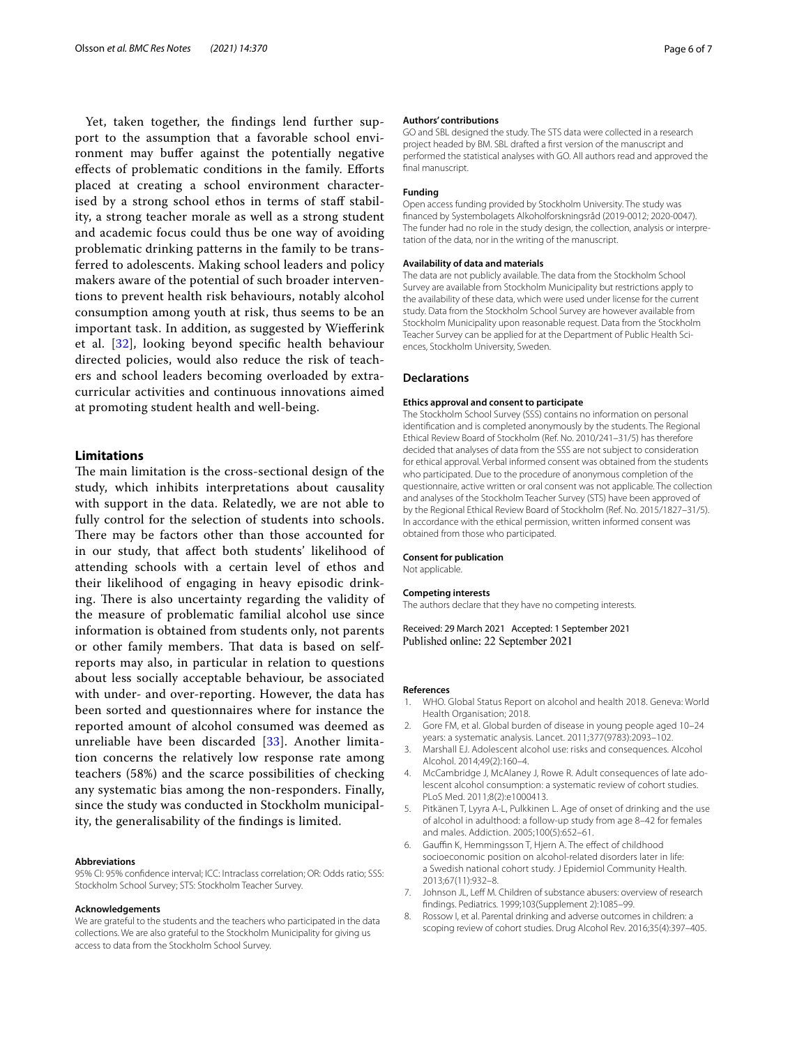Yet, taken together, the findings lend further support to the assumption that a favorable school environment may buffer against the potentially negative effects of problematic conditions in the family. Efforts placed at creating a school environment characterised by a strong school ethos in terms of staff stability, a strong teacher morale as well as a strong student and academic focus could thus be one way of avoiding problematic drinking patterns in the family to be transferred to adolescents. Making school leaders and policy makers aware of the potential of such broader interventions to prevent health risk behaviours, notably alcohol consumption among youth at risk, thus seems to be an important task. In addition, as suggested by Wiefferink et al. [32], looking beyond specific health behaviour directed policies, would also reduce the risk of teachers and school leaders becoming overloaded by extracurricular activities and continuous innovations aimed at promoting student health and well-being.

## Limitations

The main limitation is the cross-sectional design of the study, which inhibits interpretations about causality with support in the data. Relatedly, we are not able to fully control for the selection of students into schools. There may be factors other than those accounted for in our study, that affect both students' likelihood of attending schools with a certain level of ethos and their likelihood of engaging in heavy episodic drinking. There is also uncertainty regarding the validity of the measure of problematic familial alcohol use since information is obtained from students only, not parents or other family members. That data is based on self-reports may also, in particular in relation to questions about less socially acceptable behaviour, be associated with under- and over-reporting. However, the data has been sorted and questionnaires where for instance the reported amount of alcohol consumed was deemed as unreliable have been discarded [33]. Another limitation concerns the relatively low response rate among teachers (58%) and the scarce possibilities of checking any systematic bias among the non-responders. Finally, since the study was conducted in Stockholm municipality, the generalisability of the findings is limited.

#### Abbreviations

95% CI: 95% confidence interval; ICC: Intraclass correlation; OR: Odds ratio; SSS: Stockholm School Survey; STS: Stockholm Teacher Survey.

#### Acknowledgements

We are grateful to the students and the teachers who participated in the data collections. We are also grateful to the Stockholm Municipality for giving us access to data from the Stockholm School Survey.

#### Authors' contributions

GO and SBL designed the study. The STS data were collected in a research project headed by BM. SBL drafted a first version of the manuscript and performed the statistical analyses with GO. All authors read and approved the final manuscript.

#### Funding

Open access funding provided by Stockholm University. The study was financed by Systembolagets Alkoholforskningsråd (2019-0012; 2020-0047). The funder had no role in the study design, the collection, analysis or interpretation of the data, nor in the writing of the manuscript.

#### Availability of data and materials

The data are not publicly available. The data from the Stockholm School Survey are available from Stockholm Municipality but restrictions apply to the availability of these data, which were used under license for the current study. Data from the Stockholm School Survey are however available from Stockholm Municipality upon reasonable request. Data from the Stockholm Teacher Survey can be applied for at the Department of Public Health Sciences, Stockholm University, Sweden.

### Declarations

#### Ethics approval and consent to participate

The Stockholm School Survey (SSS) contains no information on personal identification and is completed anonymously by the students. The Regional Ethical Review Board of Stockholm (Ref. No. 2010/241–31/5) has therefore decided that analyses of data from the SSS are not subject to consideration for ethical approval. Verbal informed consent was obtained from the students who participated. Due to the procedure of anonymous completion of the questionnaire, active written or oral consent was not applicable. The collection and analyses of the Stockholm Teacher Survey (STS) have been approved of by the Regional Ethical Review Board of Stockholm (Ref. No. 2015/1827–31/5). In accordance with the ethical permission, written informed consent was obtained from those who participated.

#### Consent for publication

Not applicable.

#### Competing interests

The authors declare that they have no competing interests.

Received: 29 March 2021 Accepted: 1 September 2021
Published online: 22 September 2021

#### References

1. WHO. Global Status Report on alcohol and health 2018. Geneva: World Health Organisation; 2018.
2. Gore FM, et al. Global burden of disease in young people aged 10–24 years: a systematic analysis. Lancet. 2011;377(9783):2093–102.
3. Marshall EJ. Adolescent alcohol use: risks and consequences. Alcohol Alcohol. 2014;49(2):160–4.
4. McCambridge J, McAlaney J, Rowe R. Adult consequences of late adolescent alcohol consumption: a systematic review of cohort studies. PLoS Med. 2011;8(2):e1000413.
5. Pitkänen T, Lyyra A-L, Pulkkinen L. Age of onset of drinking and the use of alcohol in adulthood: a follow-up study from age 8–42 for females and males. Addiction. 2005;100(5):652–61.
6. Gauffin K, Hemmingsson T, Hjern A. The effect of childhood socioeconomic position on alcohol-related disorders later in life: a Swedish national cohort study. J Epidemiol Community Health. 2013;67(11):932–8.
7. Johnson JL, Leff M. Children of substance abusers: overview of research findings. Pediatrics. 1999;103(Supplement 2):1085–99.
8. Rossow I, et al. Parental drinking and adverse outcomes in children: a scoping review of cohort studies. Drug Alcohol Rev. 2016;35(4):397–405.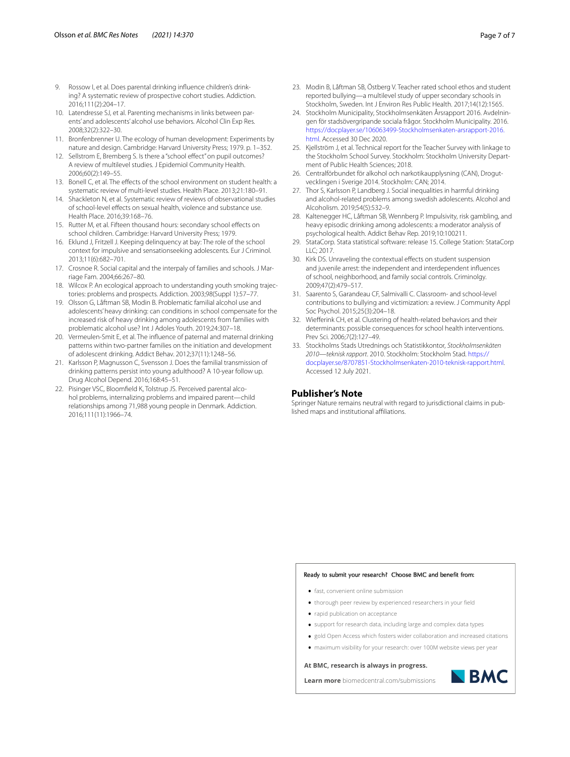9. Rossow I, et al. Does parental drinking influence children's drinking? A systematic review of prospective cohort studies. Addiction. 2016;111(2):204–17.
10. Latendresse SJ, et al. Parenting mechanisms in links between parents' and adolescents' alcohol use behaviors. Alcohol Clin Exp Res. 2008;32(2):322–30.
11. Bronfenbrenner U. The ecology of human development: Experiments by nature and design. Cambridge: Harvard University Press; 1979. p. 1–352.
12. Sellstrom E, Bremberg S. Is there a "school effect" on pupil outcomes? A review of multilevel studies. J Epidemiol Community Health. 2006;60(2):149–55.
13. Bonell C, et al. The effects of the school environment on student health: a systematic review of multi-level studies. Health Place. 2013;21:180–91.
14. Shackleton N, et al. Systematic review of reviews of observational studies of school-level effects on sexual health, violence and substance use. Health Place. 2016;39:168–76.
15. Rutter M, et al. Fifteen thousand hours: secondary school effects on school children. Cambridge: Harvard University Press; 1979.
16. Eklund J, Fritzell J. Keeping delinquency at bay: The role of the school context for impulsive and sensationseeking adolescents. Eur J Criminol. 2013;11(6):682–701.
17. Crosnoe R. Social capital and the interpaly of families and schools. J Marriage Fam. 2004;66:267–80.
18. Wilcox P. An ecological approach to understanding youth smoking trajectories: problems and prospects. Addiction. 2003;98(Suppl 1):57–77.
19. Olsson G, Låftman SB, Modin B. Problematic familial alcohol use and adolescents' heavy drinking: can conditions in school compensate for the increased risk of heavy drinking among adolescents from families with problematic alcohol use? Int J Adoles Youth. 2019;24:307–18.
20. Vermeulen-Smit E, et al. The influence of paternal and maternal drinking patterns within two-partner families on the initiation and development of adolescent drinking. Addict Behav. 2012;37(11):1248–56.
21. Karlsson P, Magnusson C, Svensson J. Does the familial transmission of drinking patterns persist into young adulthood? A 10-year follow up. Drug Alcohol Depend. 2016;168:45–51.
22. Pisinger VSC, Bloomfield K, Tolstrup JS. Perceived parental alcohol problems, internalizing problems and impaired parent—child relationships among 71,988 young people in Denmark. Addiction. 2016;111(11):1966–74.
23. Modin B, Låftman SB, Östberg V. Teacher rated school ethos and student reported bullying—a multilevel study of upper secondary schools in Stockholm, Sweden. Int J Environ Res Public Health. 2017;14(12):1565.
24. Stockholm Municipality, Stockholmsenkäten Årsrapport 2016. Avdelningen för stadsövergripande sociala frågor. Stockholm Municipality. 2016. https://docplayer.se/106063499-Stockholmsenkaten-arsrapport-2016.html. Accessed 30 Dec 2020.
25. Kjellström J, et al. Technical report for the Teacher Survey with linkage to the Stockholm School Survey. Stockholm: Stockholm University Department of Public Health Sciences; 2018.
26. Centralförbundet för alkohol och narkotikaupplysning (CAN), Drogutvecklingen i Sverige 2014. Stockholm: CAN; 2014.
27. Thor S, Karlsson P, Landberg J. Social inequalities in harmful drinking and alcohol-related problems among swedish adolescents. Alcohol and Alcoholism. 2019;54(5):532–9.
28. Kaltenegger HC, Låftman SB, Wennberg P. Impulsivity, risk gambling, and heavy episodic drinking among adolescents: a moderator analysis of psychological health. Addict Behav Rep. 2019;10:100211.
29. StataCorp. Stata statistical software: release 15. College Station: StataCorp LLC; 2017.
30. Kirk DS. Unraveling the contextual effects on student suspension and juvenile arrest: the independent and interdependent influences of school, neighborhood, and family social controls. Criminolgy. 2009;47(2):479–517.
31. Saarento S, Garandeau CF, Salmivalli C. Classroom- and school-level contributions to bullying and victimization: a review. J Community Appl Soc Psychol. 2015;25(3):204–18.
32. Wiefferink CH, et al. Clustering of health-related behaviors and their determinants: possible consequences for school health interventions. Prev Sci. 2006;7(2):127–49.
33. Stockholms Stads Utrednings och Statistikkontor, *Stockholmsenkäten 2010—teknisk rapport*. 2010. Stockholm: Stockholm Stad. https://docplayer.se/8707851-Stockholmsenkaten-2010-teknisk-rapport.html. Accessed 12 July 2021.

## Publisher's Note

Springer Nature remains neutral with regard to jurisdictional claims in published maps and institutional affiliations.

Ready to submit your research? Choose BMC and benefit from:

- fast, convenient online submission
- thorough peer review by experienced researchers in your field
- rapid publication on acceptance
- support for research data, including large and complex data types
- gold Open Access which fosters wider collaboration and increased citations
- maximum visibility for your research: over 100M website views per year

**At BMC, research is always in progress.**

**Learn more** biomedcentral.com/submissions

BMC